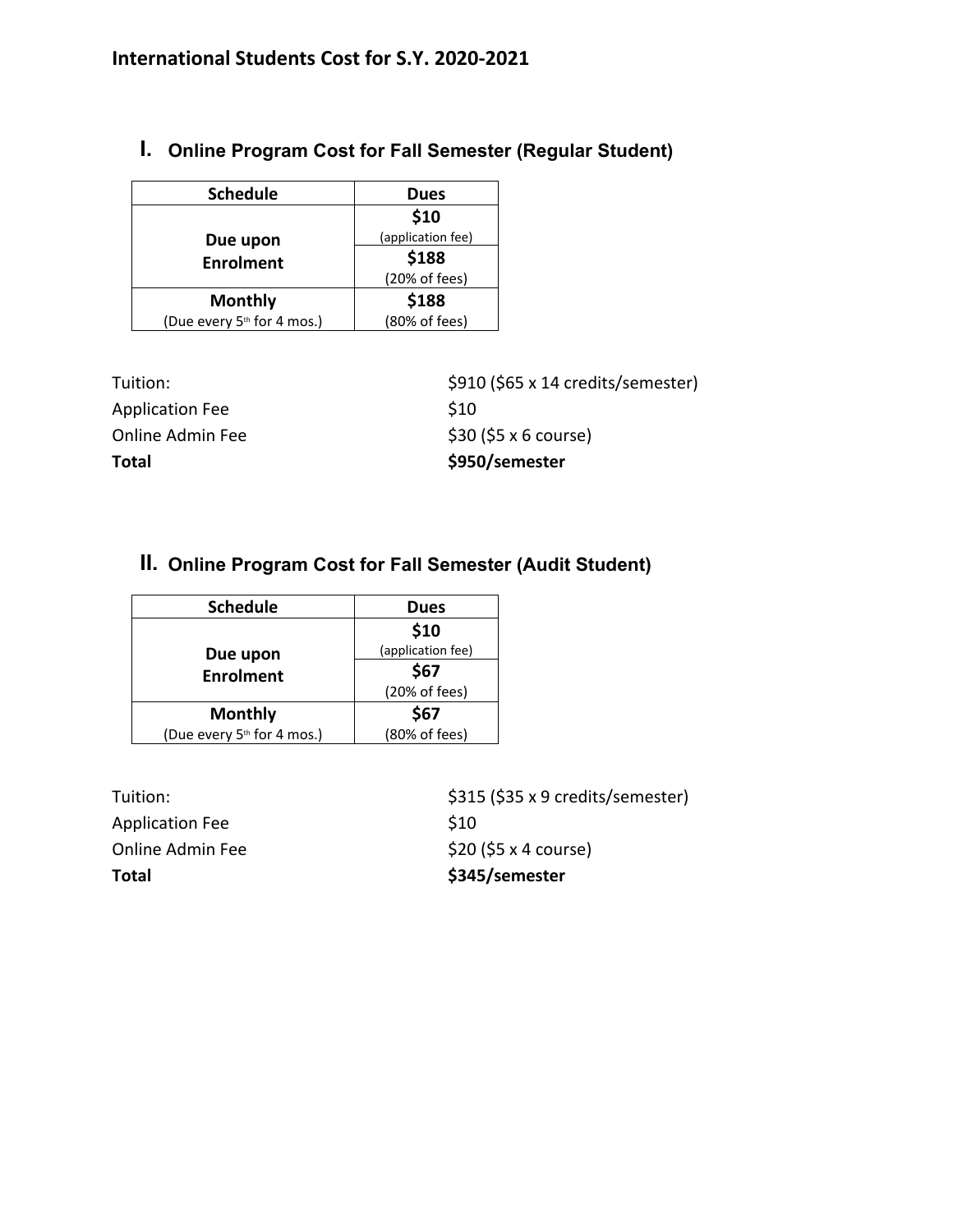# International Students Cost for S.Y. 2020-2021

## I. Online Program Cost for Fall Semester (Regular Student)

| Schedule | Dues |
|---|---|
| **Due upon Enrolment** | **$10** (application fee) |
| | **$188** (20% of fees) |
| **Monthly** (Due every 5th for 4 mos.) | **$188** (80% of fees) |

| | |
|---|---|
| Tuition: | $910 ($65 x 14 credits/semester) |
| Application Fee | $10 |
| Online Admin Fee | $30 ($5 x 6 course) |
| **Total** | **$950/semester** |

## II. Online Program Cost for Fall Semester (Audit Student)

| Schedule | Dues |
|---|---|
| **Due upon Enrolment** | **$10** (application fee) |
| | **$67** (20% of fees) |
| **Monthly** (Due every 5th for 4 mos.) | **$67** (80% of fees) |

| | |
|---|---|
| Tuition: | $315 ($35 x 9 credits/semester) |
| Application Fee | $10 |
| Online Admin Fee | $20 ($5 x 4 course) |
| **Total** | **$345/semester** |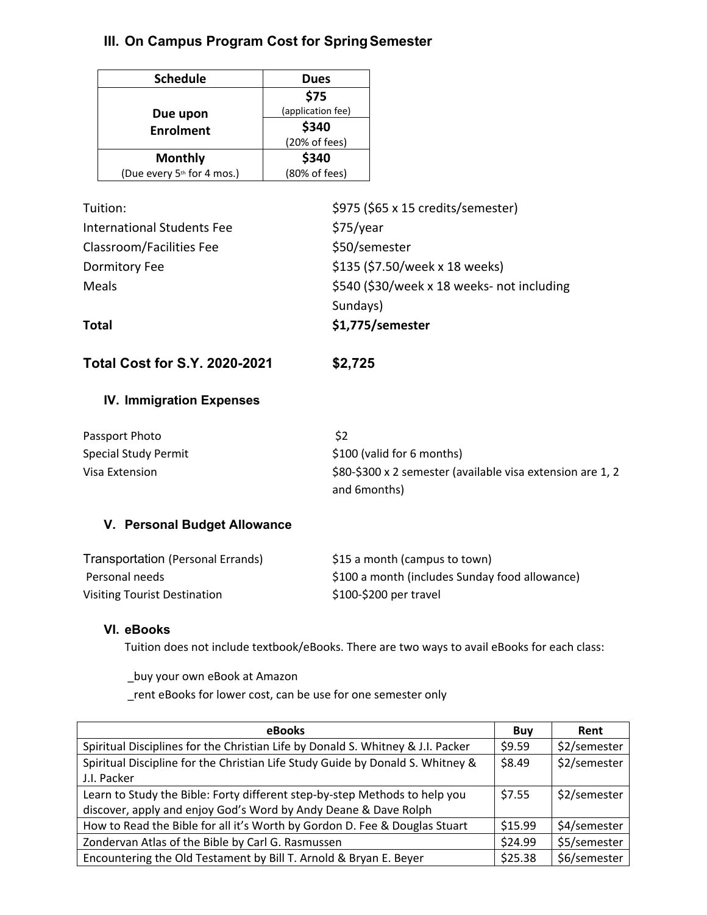## III. On Campus Program Cost for Spring Semester

| Schedule | Dues |
|---|---|
| Due upon Enrolment | **$75** (application fee) |
| | **$340** (20% of fees) |
| **Monthly** (Due every 5th for 4 mos.) | **$340** (80% of fees) |

| | |
|---|---|
| Tuition: | $975 ($65 x 15 credits/semester) |
| International Students Fee | $75/year |
| Classroom/Facilities Fee | $50/semester |
| Dormitory Fee | $135 ($7.50/week x 18 weeks) |
| Meals | $540 ($30/week x 18 weeks- not including Sundays) |
| **Total** | **$1,775/semester** |

**Total Cost for S.Y. 2020-2021** **$2,725**

### IV. Immigration Expenses

| | |
|---|---|
| Passport Photo | $2 |
| Special Study Permit | $100 (valid for 6 months) |
| Visa Extension | $80-$300 x 2 semester (available visa extension are 1, 2 and 6months) |

### V. Personal Budget Allowance

| | |
|---|---|
| Transportation (Personal Errands) | $15 a month (campus to town) |
| Personal needs | $100 a month (includes Sunday food allowance) |
| Visiting Tourist Destination | $100-$200 per travel |

### VI. eBooks

Tuition does not include textbook/eBooks. There are two ways to avail eBooks for each class:

_buy your own eBook at Amazon
_rent eBooks for lower cost, can be use for one semester only

| eBooks | Buy | Rent |
|---|---|---|
| Spiritual Disciplines for the Christian Life by Donald S. Whitney & J.I. Packer | $9.59 | $2/semester |
| Spiritual Discipline for the Christian Life Study Guide by Donald S. Whitney & J.I. Packer | $8.49 | $2/semester |
| Learn to Study the Bible: Forty different step-by-step Methods to help you discover, apply and enjoy God's Word by Andy Deane & Dave Rolph | $7.55 | $2/semester |
| How to Read the Bible for all it's Worth by Gordon D. Fee & Douglas Stuart | $15.99 | $4/semester |
| Zondervan Atlas of the Bible by Carl G. Rasmussen | $24.99 | $5/semester |
| Encountering the Old Testament by Bill T. Arnold & Bryan E. Beyer | $25.38 | $6/semester |